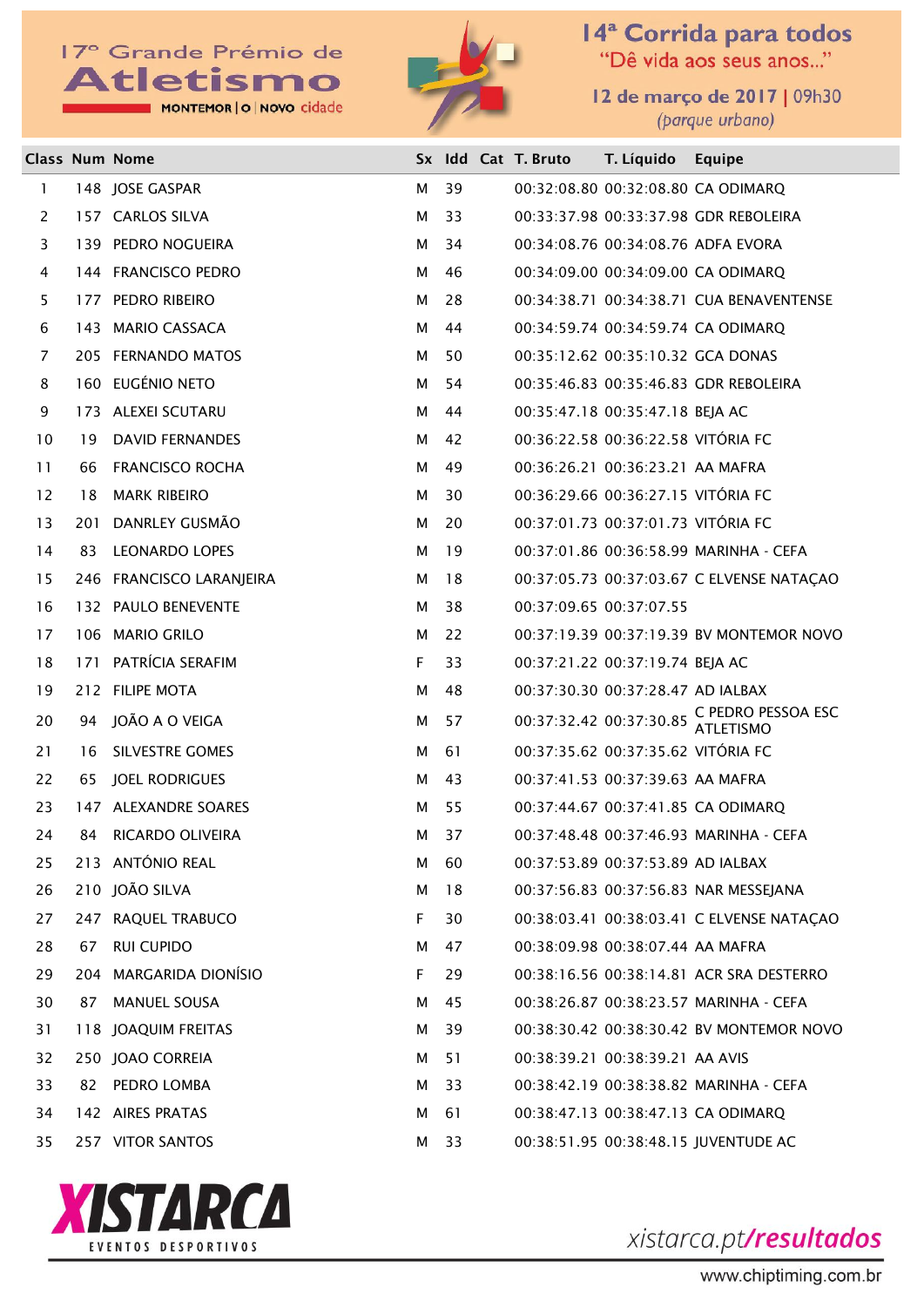17º Grande Prémio de Atletismo

MONTEMOR | O | NOVO cidade

# 14ª Corrida para todos

"Dê vida aos seus anos..."

12 de março de 2017 | 09h30

(parque urbano)

| Class | Num | Nome | Sx | Idd | Cat | T. Bruto | T. Líquido | Equipe |
|---|---|---|---|---|---|---|---|---|
| 1 | 148 | JOSE GASPAR | M | 39 | | 00:32:08.80 | 00:32:08.80 | CA ODIMARQ |
| 2 | 157 | CARLOS SILVA | M | 33 | | 00:33:37.98 | 00:33:37.98 | GDR REBOLEIRA |
| 3 | 139 | PEDRO NOGUEIRA | M | 34 | | 00:34:08.76 | 00:34:08.76 | ADFA EVORA |
| 4 | 144 | FRANCISCO PEDRO | M | 46 | | 00:34:09.00 | 00:34:09.00 | CA ODIMARQ |
| 5 | 177 | PEDRO RIBEIRO | M | 28 | | 00:34:38.71 | 00:34:38.71 | CUA BENAVENTENSE |
| 6 | 143 | MARIO CASSACA | M | 44 | | 00:34:59.74 | 00:34:59.74 | CA ODIMARQ |
| 7 | 205 | FERNANDO MATOS | M | 50 | | 00:35:12.62 | 00:35:10.32 | GCA DONAS |
| 8 | 160 | EUGÉNIO NETO | M | 54 | | 00:35:46.83 | 00:35:46.83 | GDR REBOLEIRA |
| 9 | 173 | ALEXEI SCUTARU | M | 44 | | 00:35:47.18 | 00:35:47.18 | BEJA AC |
| 10 | 19 | DAVID FERNANDES | M | 42 | | 00:36:22.58 | 00:36:22.58 | VITÓRIA FC |
| 11 | 66 | FRANCISCO ROCHA | M | 49 | | 00:36:26.21 | 00:36:23.21 | AA MAFRA |
| 12 | 18 | MARK RIBEIRO | M | 30 | | 00:36:29.66 | 00:36:27.15 | VITÓRIA FC |
| 13 | 201 | DANRLEY GUSMÃO | M | 20 | | 00:37:01.73 | 00:37:01.73 | VITÓRIA FC |
| 14 | 83 | LEONARDO LOPES | M | 19 | | 00:37:01.86 | 00:36:58.99 | MARINHA - CEFA |
| 15 | 246 | FRANCISCO LARANJEIRA | M | 18 | | 00:37:05.73 | 00:37:03.67 | C ELVENSE NATAÇAO |
| 16 | 132 | PAULO BENEVENTE | M | 38 | | 00:37:09.65 | 00:37:07.55 | |
| 17 | 106 | MARIO GRILO | M | 22 | | 00:37:19.39 | 00:37:19.39 | BV MONTEMOR NOVO |
| 18 | 171 | PATRÍCIA SERAFIM | F | 33 | | 00:37:21.22 | 00:37:19.74 | BEJA AC |
| 19 | 212 | FILIPE MOTA | M | 48 | | 00:37:30.30 | 00:37:28.47 | AD IALBAX |
| 20 | 94 | JOÃO A O VEIGA | M | 57 | | 00:37:32.42 | 00:37:30.85 | C PEDRO PESSOA ESC ATLETISMO |
| 21 | 16 | SILVESTRE GOMES | M | 61 | | 00:37:35.62 | 00:37:35.62 | VITÓRIA FC |
| 22 | 65 | JOEL RODRIGUES | M | 43 | | 00:37:41.53 | 00:37:39.63 | AA MAFRA |
| 23 | 147 | ALEXANDRE SOARES | M | 55 | | 00:37:44.67 | 00:37:41.85 | CA ODIMARQ |
| 24 | 84 | RICARDO OLIVEIRA | M | 37 | | 00:37:48.48 | 00:37:46.93 | MARINHA - CEFA |
| 25 | 213 | ANTÓNIO REAL | M | 60 | | 00:37:53.89 | 00:37:53.89 | AD IALBAX |
| 26 | 210 | JOÃO SILVA | M | 18 | | 00:37:56.83 | 00:37:56.83 | NAR MESSEJANA |
| 27 | 247 | RAQUEL TRABUCO | F | 30 | | 00:38:03.41 | 00:38:03.41 | C ELVENSE NATAÇAO |
| 28 | 67 | RUI CUPIDO | M | 47 | | 00:38:09.98 | 00:38:07.44 | AA MAFRA |
| 29 | 204 | MARGARIDA DIONÍSIO | F | 29 | | 00:38:16.56 | 00:38:14.81 | ACR SRA DESTERRO |
| 30 | 87 | MANUEL SOUSA | M | 45 | | 00:38:26.87 | 00:38:23.57 | MARINHA - CEFA |
| 31 | 118 | JOAQUIM FREITAS | M | 39 | | 00:38:30.42 | 00:38:30.42 | BV MONTEMOR NOVO |
| 32 | 250 | JOAO CORREIA | M | 51 | | 00:38:39.21 | 00:38:39.21 | AA AVIS |
| 33 | 82 | PEDRO LOMBA | M | 33 | | 00:38:42.19 | 00:38:38.82 | MARINHA - CEFA |
| 34 | 142 | AIRES PRATAS | M | 61 | | 00:38:47.13 | 00:38:47.13 | CA ODIMARQ |
| 35 | 257 | VITOR SANTOS | M | 33 | | 00:38:51.95 | 00:38:48.15 | JUVENTUDE AC |

XISTARCA EVENTOS DESPORTIVOS

xistarca.pt/resultados

www.chiptiming.com.br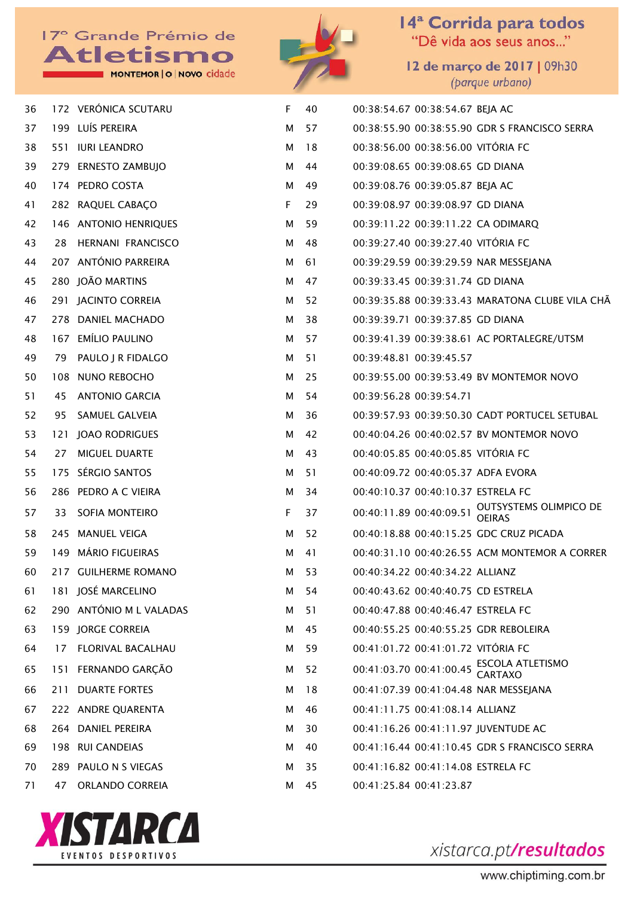| | | | | | | | |
|---|---|---|---|---|---|---|---|
| 36 | 172 | VERÓNICA SCUTARU | F | 40 | 00:38:54.67 | 00:38:54.67 | BEJA AC |
| 37 | 199 | LUÍS PEREIRA | M | 57 | 00:38:55.90 | 00:38:55.90 | GDR S FRANCISCO SERRA |
| 38 | 551 | IURI LEANDRO | M | 18 | 00:38:56.00 | 00:38:56.00 | VITÓRIA FC |
| 39 | 279 | ERNESTO ZAMBUJO | M | 44 | 00:39:08.65 | 00:39:08.65 | GD DIANA |
| 40 | 174 | PEDRO COSTA | M | 49 | 00:39:08.76 | 00:39:05.87 | BEJA AC |
| 41 | 282 | RAQUEL CABAÇO | F | 29 | 00:39:08.97 | 00:39:08.97 | GD DIANA |
| 42 | 146 | ANTONIO HENRIQUES | M | 59 | 00:39:11.22 | 00:39:11.22 | CA ODIMARQ |
| 43 | 28 | HERNANI FRANCISCO | M | 48 | 00:39:27.40 | 00:39:27.40 | VITÓRIA FC |
| 44 | 207 | ANTÓNIO PARREIRA | M | 61 | 00:39:29.59 | 00:39:29.59 | NAR MESSEJANA |
| 45 | 280 | JOÃO MARTINS | M | 47 | 00:39:33.45 | 00:39:31.74 | GD DIANA |
| 46 | 291 | JACINTO CORREIA | M | 52 | 00:39:35.88 | 00:39:33.43 | MARATONA CLUBE VILA CHÃ |
| 47 | 278 | DANIEL MACHADO | M | 38 | 00:39:39.71 | 00:39:37.85 | GD DIANA |
| 48 | 167 | EMÍLIO PAULINO | M | 57 | 00:39:41.39 | 00:39:38.61 | AC PORTALEGRE/UTSM |
| 49 | 79 | PAULO J R FIDALGO | M | 51 | 00:39:48.81 | 00:39:45.57 | |
| 50 | 108 | NUNO REBOCHO | M | 25 | 00:39:55.00 | 00:39:53.49 | BV MONTEMOR NOVO |
| 51 | 45 | ANTONIO GARCIA | M | 54 | 00:39:56.28 | 00:39:54.71 | |
| 52 | 95 | SAMUEL GALVEIA | M | 36 | 00:39:57.93 | 00:39:50.30 | CADT PORTUCEL SETUBAL |
| 53 | 121 | JOAO RODRIGUES | M | 42 | 00:40:04.26 | 00:40:02.57 | BV MONTEMOR NOVO |
| 54 | 27 | MIGUEL DUARTE | M | 43 | 00:40:05.85 | 00:40:05.85 | VITÓRIA FC |
| 55 | 175 | SÉRGIO SANTOS | M | 51 | 00:40:09.72 | 00:40:05.37 | ADFA EVORA |
| 56 | 286 | PEDRO A C VIEIRA | M | 34 | 00:40:10.37 | 00:40:10.37 | ESTRELA FC |
| 57 | 33 | SOFIA MONTEIRO | F | 37 | 00:40:11.89 | 00:40:09.51 | OUTSYSTEMS OLIMPICO DE OEIRAS |
| 58 | 245 | MANUEL VEIGA | M | 52 | 00:40:18.88 | 00:40:15.25 | GDC CRUZ PICADA |
| 59 | 149 | MÁRIO FIGUEIRAS | M | 41 | 00:40:31.10 | 00:40:26.55 | ACM MONTEMOR A CORRER |
| 60 | 217 | GUILHERME ROMANO | M | 53 | 00:40:34.22 | 00:40:34.22 | ALLIANZ |
| 61 | 181 | JOSÉ MARCELINO | M | 54 | 00:40:43.62 | 00:40:40.75 | CD ESTRELA |
| 62 | 290 | ANTÓNIO M L VALADAS | M | 51 | 00:40:47.88 | 00:40:46.47 | ESTRELA FC |
| 63 | 159 | JORGE CORREIA | M | 45 | 00:40:55.25 | 00:40:55.25 | GDR REBOLEIRA |
| 64 | 17 | FLORIVAL BACALHAU | M | 59 | 00:41:01.72 | 00:41:01.72 | VITÓRIA FC |
| 65 | 151 | FERNANDO GARÇÃO | M | 52 | 00:41:03.70 | 00:41:00.45 | ESCOLA ATLETISMO CARTAXO |
| 66 | 211 | DUARTE FORTES | M | 18 | 00:41:07.39 | 00:41:04.48 | NAR MESSEJANA |
| 67 | 222 | ANDRE QUARENTA | M | 46 | 00:41:11.75 | 00:41:08.14 | ALLIANZ |
| 68 | 264 | DANIEL PEREIRA | M | 30 | 00:41:16.26 | 00:41:11.97 | JUVENTUDE AC |
| 69 | 198 | RUI CANDEIAS | M | 40 | 00:41:16.44 | 00:41:10.45 | GDR S FRANCISCO SERRA |
| 70 | 289 | PAULO N S VIEGAS | M | 35 | 00:41:16.82 | 00:41:14.08 | ESTRELA FC |
| 71 | 47 | ORLANDO CORREIA | M | 45 | 00:41:25.84 | 00:41:23.87 | |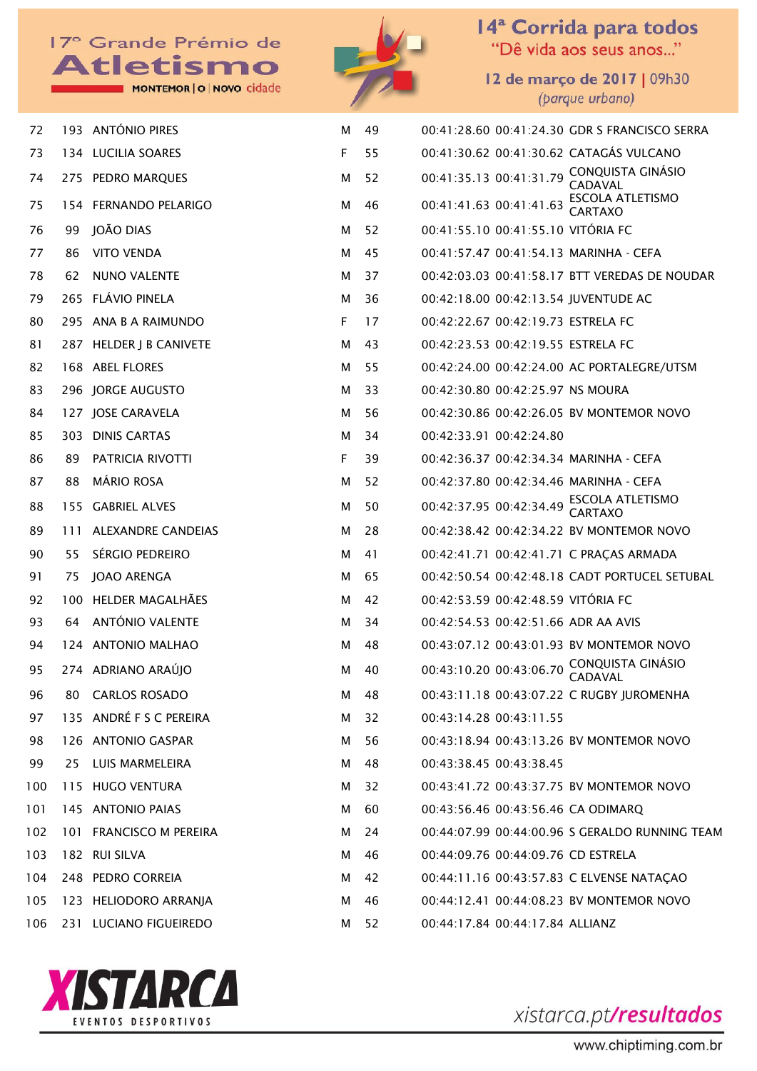| 72 | 193 | ANTÓNIO PIRES | M | 49 | 00:41:28.60 | 00:41:24.30 | GDR S FRANCISCO SERRA |
|---|---|---|---|---|---|---|---|
| 73 | 134 | LUCILIA SOARES | F | 55 | 00:41:30.62 | 00:41:30.62 | CATAGÁS VULCANO |
| 74 | 275 | PEDRO MARQUES | M | 52 | 00:41:35.13 | 00:41:31.79 | CONQUISTA GINÁSIO CADAVAL |
| 75 | 154 | FERNANDO PELARIGO | M | 46 | 00:41:41.63 | 00:41:41.63 | ESCOLA ATLETISMO CARTAXO |
| 76 | 99 | JOÃO DIAS | M | 52 | 00:41:55.10 | 00:41:55.10 | VITÓRIA FC |
| 77 | 86 | VITO VENDA | M | 45 | 00:41:57.47 | 00:41:54.13 | MARINHA - CEFA |
| 78 | 62 | NUNO VALENTE | M | 37 | 00:42:03.03 | 00:41:58.17 | BTT VEREDAS DE NOUDAR |
| 79 | 265 | FLÁVIO PINELA | M | 36 | 00:42:18.00 | 00:42:13.54 | JUVENTUDE AC |
| 80 | 295 | ANA B A RAIMUNDO | F | 17 | 00:42:22.67 | 00:42:19.73 | ESTRELA FC |
| 81 | 287 | HELDER J B CANIVETE | M | 43 | 00:42:23.53 | 00:42:19.55 | ESTRELA FC |
| 82 | 168 | ABEL FLORES | M | 55 | 00:42:24.00 | 00:42:24.00 | AC PORTALEGRE/UTSM |
| 83 | 296 | JORGE AUGUSTO | M | 33 | 00:42:30.80 | 00:42:25.97 | NS MOURA |
| 84 | 127 | JOSE CARAVELA | M | 56 | 00:42:30.86 | 00:42:26.05 | BV MONTEMOR NOVO |
| 85 | 303 | DINIS CARTAS | M | 34 | 00:42:33.91 | 00:42:24.80 | |
| 86 | 89 | PATRICIA RIVOTTI | F | 39 | 00:42:36.37 | 00:42:34.34 | MARINHA - CEFA |
| 87 | 88 | MÁRIO ROSA | M | 52 | 00:42:37.80 | 00:42:34.46 | MARINHA - CEFA |
| 88 | 155 | GABRIEL ALVES | M | 50 | 00:42:37.95 | 00:42:34.49 | ESCOLA ATLETISMO CARTAXO |
| 89 | 111 | ALEXANDRE CANDEIAS | M | 28 | 00:42:38.42 | 00:42:34.22 | BV MONTEMOR NOVO |
| 90 | 55 | SÉRGIO PEDREIRO | M | 41 | 00:42:41.71 | 00:42:41.71 | C PRAÇAS ARMADA |
| 91 | 75 | JOAO ARENGA | M | 65 | 00:42:50.54 | 00:42:48.18 | CADT PORTUCEL SETUBAL |
| 92 | 100 | HELDER MAGALHÃES | M | 42 | 00:42:53.59 | 00:42:48.59 | VITÓRIA FC |
| 93 | 64 | ANTÓNIO VALENTE | M | 34 | 00:42:54.53 | 00:42:51.66 | ADR AA AVIS |
| 94 | 124 | ANTONIO MALHAO | M | 48 | 00:43:07.12 | 00:43:01.93 | BV MONTEMOR NOVO |
| 95 | 274 | ADRIANO ARAÚJO | M | 40 | 00:43:10.20 | 00:43:06.70 | CONQUISTA GINÁSIO CADAVAL |
| 96 | 80 | CARLOS ROSADO | M | 48 | 00:43:11.18 | 00:43:07.22 | C RUGBY JUROMENHA |
| 97 | 135 | ANDRÉ F S C PEREIRA | M | 32 | 00:43:14.28 | 00:43:11.55 | |
| 98 | 126 | ANTONIO GASPAR | M | 56 | 00:43:18.94 | 00:43:13.26 | BV MONTEMOR NOVO |
| 99 | 25 | LUIS MARMELEIRA | M | 48 | 00:43:38.45 | 00:43:38.45 | |
| 100 | 115 | HUGO VENTURA | M | 32 | 00:43:41.72 | 00:43:37.75 | BV MONTEMOR NOVO |
| 101 | 145 | ANTONIO PAIAS | M | 60 | 00:43:56.46 | 00:43:56.46 | CA ODIMARQ |
| 102 | 101 | FRANCISCO M PEREIRA | M | 24 | 00:44:07.99 | 00:44:00.96 | S GERALDO RUNNING TEAM |
| 103 | 182 | RUI SILVA | M | 46 | 00:44:09.76 | 00:44:09.76 | CD ESTRELA |
| 104 | 248 | PEDRO CORREIA | M | 42 | 00:44:11.16 | 00:43:57.83 | C ELVENSE NATAÇAO |
| 105 | 123 | HELIODORO ARRANJA | M | 46 | 00:44:12.41 | 00:44:08.23 | BV MONTEMOR NOVO |
| 106 | 231 | LUCIANO FIGUEIREDO | M | 52 | 00:44:17.84 | 00:44:17.84 | ALLIANZ |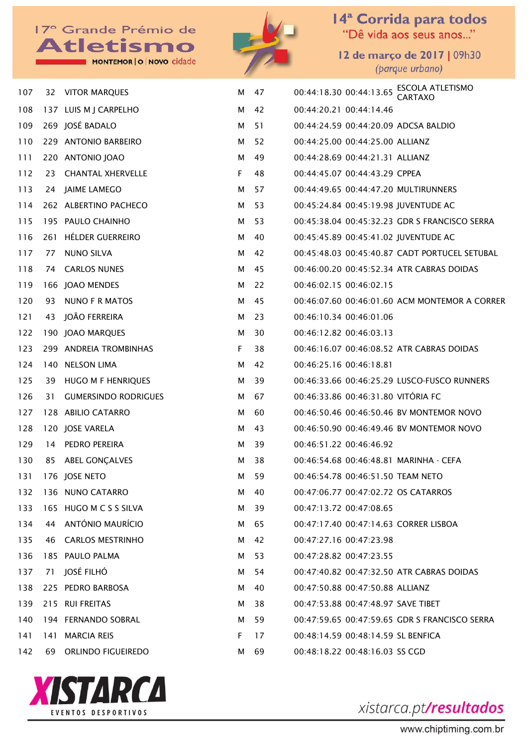| | | | | | | | |
|---|---|---|---|---|---|---|---|
| 107 | 32 | VITOR MARQUES | M | 47 | 00:44:18.30 | 00:44:13.65 | ESCOLA ATLETISMO CARTAXO |
| 108 | 137 | LUIS M J CARPELHO | M | 42 | 00:44:20.21 | 00:44:14.46 | |
| 109 | 269 | JOSÉ BADALO | M | 51 | 00:44:24.59 | 00:44:20.09 | ADCSA BALDIO |
| 110 | 229 | ANTONIO BARBEIRO | M | 52 | 00:44:25.00 | 00:44:25.00 | ALLIANZ |
| 111 | 220 | ANTONIO JOAO | M | 49 | 00:44:28.69 | 00:44:21.31 | ALLIANZ |
| 112 | 23 | CHANTAL XHERVELLE | F | 48 | 00:44:45.07 | 00:44:43.29 | CPPEA |
| 113 | 24 | JAIME LAMEGO | M | 57 | 00:44:49.65 | 00:44:47.20 | MULTIRUNNERS |
| 114 | 262 | ALBERTINO PACHECO | M | 53 | 00:45:24.84 | 00:45:19.98 | JUVENTUDE AC |
| 115 | 195 | PAULO CHAINHO | M | 53 | 00:45:38.04 | 00:45:32.23 | GDR S FRANCISCO SERRA |
| 116 | 261 | HÉLDER GUERREIRO | M | 40 | 00:45:45.89 | 00:45:41.02 | JUVENTUDE AC |
| 117 | 77 | NUNO SILVA | M | 42 | 00:45:48.03 | 00:45:40.87 | CADT PORTUCEL SETUBAL |
| 118 | 74 | CARLOS NUNES | M | 45 | 00:46:00.20 | 00:45:52.34 | ATR CABRAS DOIDAS |
| 119 | 166 | JOAO MENDES | M | 22 | 00:46:02.15 | 00:46:02.15 | |
| 120 | 93 | NUNO F R MATOS | M | 45 | 00:46:07.60 | 00:46:01.60 | ACM MONTEMOR A CORRER |
| 121 | 43 | JOÃO FERREIRA | M | 23 | 00:46:10.34 | 00:46:01.06 | |
| 122 | 190 | JOAO MARQUES | M | 30 | 00:46:12.82 | 00:46:03.13 | |
| 123 | 299 | ANDREIA TROMBINHAS | F | 38 | 00:46:16.07 | 00:46:08.52 | ATR CABRAS DOIDAS |
| 124 | 140 | NELSON LIMA | M | 42 | 00:46:25.16 | 00:46:18.81 | |
| 125 | 39 | HUGO M F HENRIQUES | M | 39 | 00:46:33.66 | 00:46:25.29 | LUSCO-FUSCO RUNNERS |
| 126 | 31 | GUMERSINDO RODRIGUES | M | 67 | 00:46:33.86 | 00:46:31.80 | VITÓRIA FC |
| 127 | 128 | ABILIO CATARRO | M | 60 | 00:46:50.46 | 00:46:50.46 | BV MONTEMOR NOVO |
| 128 | 120 | JOSE VARELA | M | 43 | 00:46:50.90 | 00:46:49.46 | BV MONTEMOR NOVO |
| 129 | 14 | PEDRO PEREIRA | M | 39 | 00:46:51.22 | 00:46:46.92 | |
| 130 | 85 | ABEL GONÇALVES | M | 38 | 00:46:54.68 | 00:46:48.81 | MARINHA - CEFA |
| 131 | 176 | JOSE NETO | M | 59 | 00:46:54.78 | 00:46:51.50 | TEAM NETO |
| 132 | 136 | NUNO CATARRO | M | 40 | 00:47:06.77 | 00:47:02.72 | OS CATARROS |
| 133 | 165 | HUGO M C S S SILVA | M | 39 | 00:47:13.72 | 00:47:08.65 | |
| 134 | 44 | ANTÓNIO MAURÍCIO | M | 65 | 00:47:17.40 | 00:47:14.63 | CORRER LISBOA |
| 135 | 46 | CARLOS MESTRINHO | M | 42 | 00:47:27.16 | 00:47:23.98 | |
| 136 | 185 | PAULO PALMA | M | 53 | 00:47:28.82 | 00:47:23.55 | |
| 137 | 71 | JOSÉ FILHÓ | M | 54 | 00:47:40.82 | 00:47:32.50 | ATR CABRAS DOIDAS |
| 138 | 225 | PEDRO BARBOSA | M | 40 | 00:47:50.88 | 00:47:50.88 | ALLIANZ |
| 139 | 215 | RUI FREITAS | M | 38 | 00:47:53.88 | 00:47:48.97 | SAVE TIBET |
| 140 | 194 | FERNANDO SOBRAL | M | 59 | 00:47:59.65 | 00:47:59.65 | GDR S FRANCISCO SERRA |
| 141 | 141 | MARCIA REIS | F | 17 | 00:48:14.59 | 00:48:14.59 | SL BENFICA |
| 142 | 69 | ORLINDO FIGUEIREDO | M | 69 | 00:48:18.22 | 00:48:16.03 | SS CGD |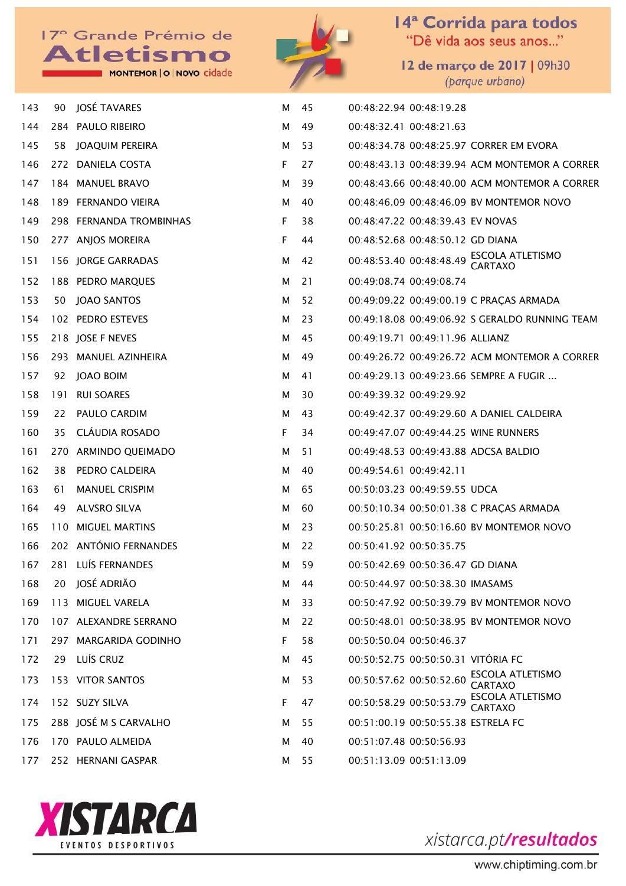17º Grande Prémio de Atletismo
MONTEMOR | O | NOVO cidade

14ª Corrida para todos
"Dê vida aos seus anos..."
12 de março de 2017 | 09h30
(parque urbano)

| | | | | | | | |
|---|---|---|---|---|---|---|---|
| 143 | 90 | JOSÉ TAVARES | M | 45 | 00:48:22.94 | 00:48:19.28 | |
| 144 | 284 | PAULO RIBEIRO | M | 49 | 00:48:32.41 | 00:48:21.63 | |
| 145 | 58 | JOAQUIM PEREIRA | M | 53 | 00:48:34.78 | 00:48:25.97 | CORRER EM EVORA |
| 146 | 272 | DANIELA COSTA | F | 27 | 00:48:43.13 | 00:48:39.94 | ACM MONTEMOR A CORRER |
| 147 | 184 | MANUEL BRAVO | M | 39 | 00:48:43.66 | 00:48:40.00 | ACM MONTEMOR A CORRER |
| 148 | 189 | FERNANDO VIEIRA | M | 40 | 00:48:46.09 | 00:48:46.09 | BV MONTEMOR NOVO |
| 149 | 298 | FERNANDA TROMBINHAS | F | 38 | 00:48:47.22 | 00:48:39.43 | EV NOVAS |
| 150 | 277 | ANJOS MOREIRA | F | 44 | 00:48:52.68 | 00:48:50.12 | GD DIANA |
| 151 | 156 | JORGE GARRADAS | M | 42 | 00:48:53.40 | 00:48:48.49 | ESCOLA ATLETISMO CARTAXO |
| 152 | 188 | PEDRO MARQUES | M | 21 | 00:49:08.74 | 00:49:08.74 | |
| 153 | 50 | JOAO SANTOS | M | 52 | 00:49:09.22 | 00:49:00.19 | C PRAÇAS ARMADA |
| 154 | 102 | PEDRO ESTEVES | M | 23 | 00:49:18.08 | 00:49:06.92 | S GERALDO RUNNING TEAM |
| 155 | 218 | JOSE F NEVES | M | 45 | 00:49:19.71 | 00:49:11.96 | ALLIANZ |
| 156 | 293 | MANUEL AZINHEIRA | M | 49 | 00:49:26.72 | 00:49:26.72 | ACM MONTEMOR A CORRER |
| 157 | 92 | JOAO BOIM | M | 41 | 00:49:29.13 | 00:49:23.66 | SEMPRE A FUGIR ... |
| 158 | 191 | RUI SOARES | M | 30 | 00:49:39.32 | 00:49:29.92 | |
| 159 | 22 | PAULO CARDIM | M | 43 | 00:49:42.37 | 00:49:29.60 | A DANIEL CALDEIRA |
| 160 | 35 | CLÁUDIA ROSADO | F | 34 | 00:49:47.07 | 00:49:44.25 | WINE RUNNERS |
| 161 | 270 | ARMINDO QUEIMADO | M | 51 | 00:49:48.53 | 00:49:43.88 | ADCSA BALDIO |
| 162 | 38 | PEDRO CALDEIRA | M | 40 | 00:49:54.61 | 00:49:42.11 | |
| 163 | 61 | MANUEL CRISPIM | M | 65 | 00:50:03.23 | 00:49:59.55 | UDCA |
| 164 | 49 | ALVSRO SILVA | M | 60 | 00:50:10.34 | 00:50:01.38 | C PRAÇAS ARMADA |
| 165 | 110 | MIGUEL MARTINS | M | 23 | 00:50:25.81 | 00:50:16.60 | BV MONTEMOR NOVO |
| 166 | 202 | ANTÓNIO FERNANDES | M | 22 | 00:50:41.92 | 00:50:35.75 | |
| 167 | 281 | LUÍS FERNANDES | M | 59 | 00:50:42.69 | 00:50:36.47 | GD DIANA |
| 168 | 20 | JOSÉ ADRIÃO | M | 44 | 00:50:44.97 | 00:50:38.30 | IMASAMS |
| 169 | 113 | MIGUEL VARELA | M | 33 | 00:50:47.92 | 00:50:39.79 | BV MONTEMOR NOVO |
| 170 | 107 | ALEXANDRE SERRANO | M | 22 | 00:50:48.01 | 00:50:38.95 | BV MONTEMOR NOVO |
| 171 | 297 | MARGARIDA GODINHO | F | 58 | 00:50:50.04 | 00:50:46.37 | |
| 172 | 29 | LUÍS CRUZ | M | 45 | 00:50:52.75 | 00:50:50.31 | VITÓRIA FC |
| 173 | 153 | VITOR SANTOS | M | 53 | 00:50:57.62 | 00:50:52.60 | ESCOLA ATLETISMO CARTAXO |
| 174 | 152 | SUZY SILVA | F | 47 | 00:50:58.29 | 00:50:53.79 | ESCOLA ATLETISMO CARTAXO |
| 175 | 288 | JOSÉ M S CARVALHO | M | 55 | 00:51:00.19 | 00:50:55.38 | ESTRELA FC |
| 176 | 170 | PAULO ALMEIDA | M | 40 | 00:51:07.48 | 00:50:56.93 | |
| 177 | 252 | HERNANI GASPAR | M | 55 | 00:51:13.09 | 00:51:13.09 | |

XISTARCA EVENTOS DESPORTIVOS

xistarca.pt/resultados

www.chiptiming.com.br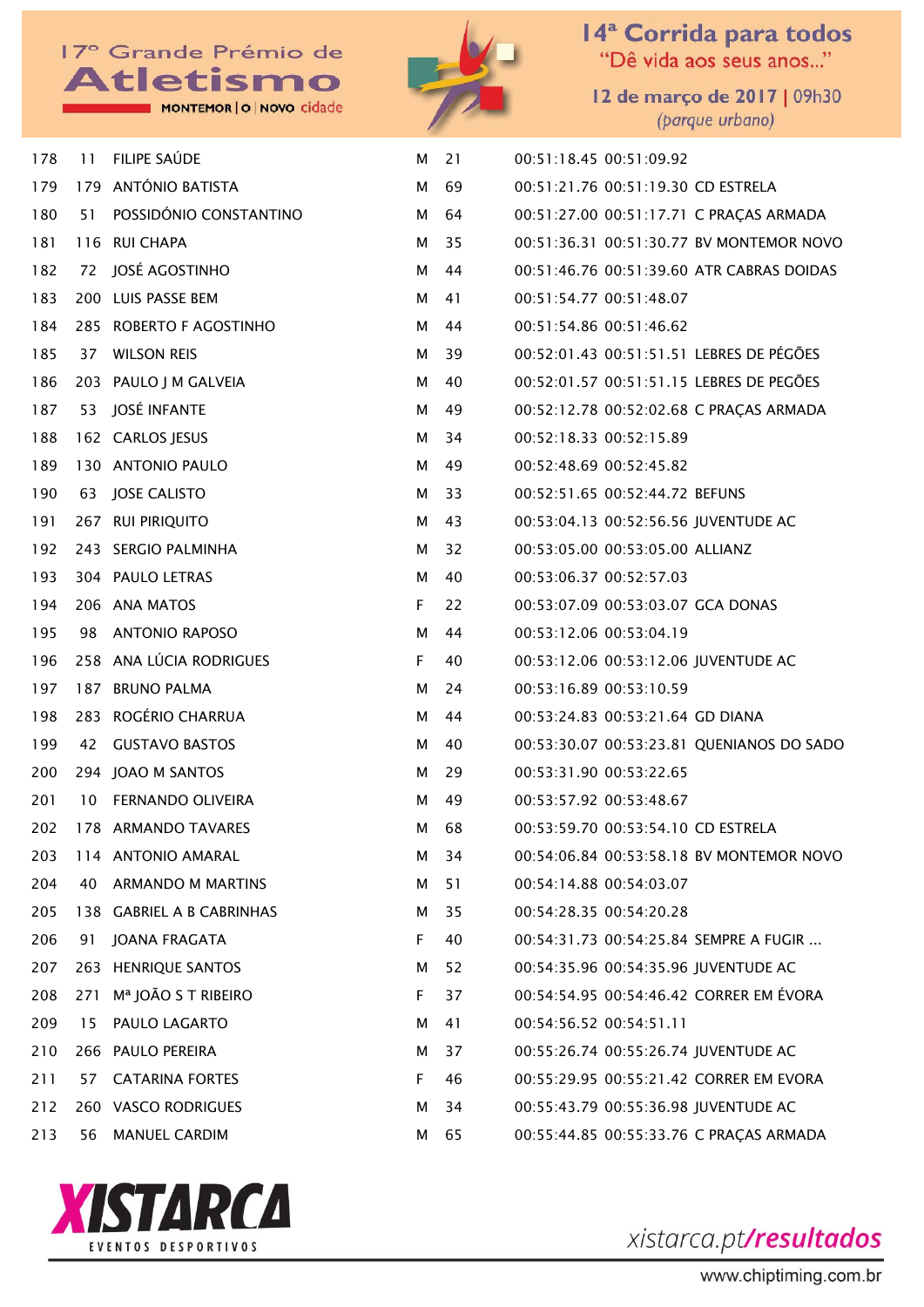| | | | | | | | |
|---|---|---|---|---|---|---|---|
| 178 | 11 | FILIPE SAÚDE | M | 21 | 00:51:18.45 | 00:51:09.92 | |
| 179 | 179 | ANTÓNIO BATISTA | M | 69 | 00:51:21.76 | 00:51:19.30 | CD ESTRELA |
| 180 | 51 | POSSIDÓNIO CONSTANTINO | M | 64 | 00:51:27.00 | 00:51:17.71 | C PRAÇAS ARMADA |
| 181 | 116 | RUI CHAPA | M | 35 | 00:51:36.31 | 00:51:30.77 | BV MONTEMOR NOVO |
| 182 | 72 | JOSÉ AGOSTINHO | M | 44 | 00:51:46.76 | 00:51:39.60 | ATR CABRAS DOIDAS |
| 183 | 200 | LUIS PASSE BEM | M | 41 | 00:51:54.77 | 00:51:48.07 | |
| 184 | 285 | ROBERTO F AGOSTINHO | M | 44 | 00:51:54.86 | 00:51:46.62 | |
| 185 | 37 | WILSON REIS | M | 39 | 00:52:01.43 | 00:51:51.51 | LEBRES DE PÉGÕES |
| 186 | 203 | PAULO J M GALVEIA | M | 40 | 00:52:01.57 | 00:51:51.15 | LEBRES DE PEGÕES |
| 187 | 53 | JOSÉ INFANTE | M | 49 | 00:52:12.78 | 00:52:02.68 | C PRAÇAS ARMADA |
| 188 | 162 | CARLOS JESUS | M | 34 | 00:52:18.33 | 00:52:15.89 | |
| 189 | 130 | ANTONIO PAULO | M | 49 | 00:52:48.69 | 00:52:45.82 | |
| 190 | 63 | JOSE CALISTO | M | 33 | 00:52:51.65 | 00:52:44.72 | BEFUNS |
| 191 | 267 | RUI PIRIQUITO | M | 43 | 00:53:04.13 | 00:52:56.56 | JUVENTUDE AC |
| 192 | 243 | SERGIO PALMINHA | M | 32 | 00:53:05.00 | 00:53:05.00 | ALLIANZ |
| 193 | 304 | PAULO LETRAS | M | 40 | 00:53:06.37 | 00:52:57.03 | |
| 194 | 206 | ANA MATOS | F | 22 | 00:53:07.09 | 00:53:03.07 | GCA DONAS |
| 195 | 98 | ANTONIO RAPOSO | M | 44 | 00:53:12.06 | 00:53:04.19 | |
| 196 | 258 | ANA LÚCIA RODRIGUES | F | 40 | 00:53:12.06 | 00:53:12.06 | JUVENTUDE AC |
| 197 | 187 | BRUNO PALMA | M | 24 | 00:53:16.89 | 00:53:10.59 | |
| 198 | 283 | ROGÉRIO CHARRUA | M | 44 | 00:53:24.83 | 00:53:21.64 | GD DIANA |
| 199 | 42 | GUSTAVO BASTOS | M | 40 | 00:53:30.07 | 00:53:23.81 | QUENIANOS DO SADO |
| 200 | 294 | JOAO M SANTOS | M | 29 | 00:53:31.90 | 00:53:22.65 | |
| 201 | 10 | FERNANDO OLIVEIRA | M | 49 | 00:53:57.92 | 00:53:48.67 | |
| 202 | 178 | ARMANDO TAVARES | M | 68 | 00:53:59.70 | 00:53:54.10 | CD ESTRELA |
| 203 | 114 | ANTONIO AMARAL | M | 34 | 00:54:06.84 | 00:53:58.18 | BV MONTEMOR NOVO |
| 204 | 40 | ARMANDO M MARTINS | M | 51 | 00:54:14.88 | 00:54:03.07 | |
| 205 | 138 | GABRIEL A B CABRINHAS | M | 35 | 00:54:28.35 | 00:54:20.28 | |
| 206 | 91 | JOANA FRAGATA | F | 40 | 00:54:31.73 | 00:54:25.84 | SEMPRE A FUGIR ... |
| 207 | 263 | HENRIQUE SANTOS | M | 52 | 00:54:35.96 | 00:54:35.96 | JUVENTUDE AC |
| 208 | 271 | Mª JOÃO S T RIBEIRO | F | 37 | 00:54:54.95 | 00:54:46.42 | CORRER EM ÉVORA |
| 209 | 15 | PAULO LAGARTO | M | 41 | 00:54:56.52 | 00:54:51.11 | |
| 210 | 266 | PAULO PEREIRA | M | 37 | 00:55:26.74 | 00:55:26.74 | JUVENTUDE AC |
| 211 | 57 | CATARINA FORTES | F | 46 | 00:55:29.95 | 00:55:21.42 | CORRER EM EVORA |
| 212 | 260 | VASCO RODRIGUES | M | 34 | 00:55:43.79 | 00:55:36.98 | JUVENTUDE AC |
| 213 | 56 | MANUEL CARDIM | M | 65 | 00:55:44.85 | 00:55:33.76 | C PRAÇAS ARMADA |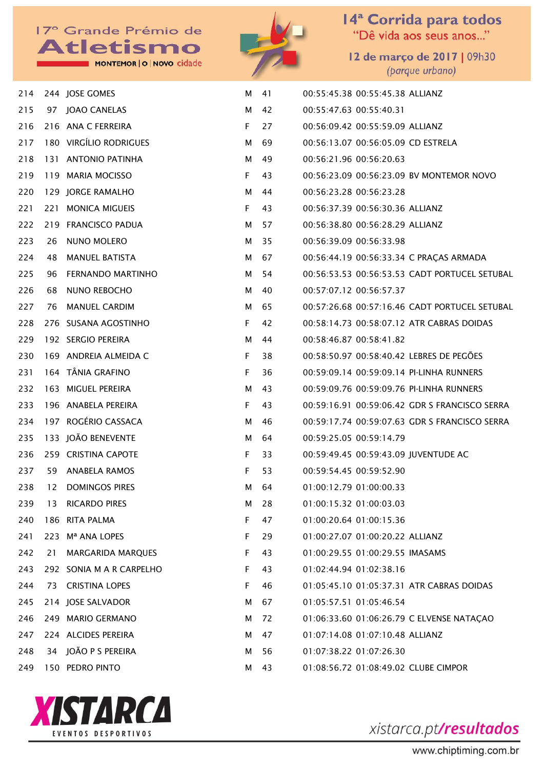17º Grande Prémio de Atletismo — MONTEMOR | O | NOVO cidade

# 14ª Corrida para todos

"Dê vida aos seus anos..."

12 de março de 2017 | 09h30

*(parque urbano)*

| | | | | | | | |
|---|---|---|---|---|---|---|---|
| 214 | 244 | JOSE GOMES | M | 41 | 00:55:45.38 | 00:55:45.38 | ALLIANZ |
| 215 | 97 | JOAO CANELAS | M | 42 | 00:55:47.63 | 00:55:40.31 | |
| 216 | 216 | ANA C FERREIRA | F | 27 | 00:56:09.42 | 00:55:59.09 | ALLIANZ |
| 217 | 180 | VIRGÍLIO RODRIGUES | M | 69 | 00:56:13.07 | 00:56:05.09 | CD ESTRELA |
| 218 | 131 | ANTONIO PATINHA | M | 49 | 00:56:21.96 | 00:56:20.63 | |
| 219 | 119 | MARIA MOCISSO | F | 43 | 00:56:23.09 | 00:56:23.09 | BV MONTEMOR NOVO |
| 220 | 129 | JORGE RAMALHO | M | 44 | 00:56:23.28 | 00:56:23.28 | |
| 221 | 221 | MONICA MIGUEIS | F | 43 | 00:56:37.39 | 00:56:30.36 | ALLIANZ |
| 222 | 219 | FRANCISCO PADUA | M | 57 | 00:56:38.80 | 00:56:28.29 | ALLIANZ |
| 223 | 26 | NUNO MOLERO | M | 35 | 00:56:39.09 | 00:56:33.98 | |
| 224 | 48 | MANUEL BATISTA | M | 67 | 00:56:44.19 | 00:56:33.34 | C PRAÇAS ARMADA |
| 225 | 96 | FERNANDO MARTINHO | M | 54 | 00:56:53.53 | 00:56:53.53 | CADT PORTUCEL SETUBAL |
| 226 | 68 | NUNO REBOCHO | M | 40 | 00:57:07.12 | 00:56:57.37 | |
| 227 | 76 | MANUEL CARDIM | M | 65 | 00:57:26.68 | 00:57:16.46 | CADT PORTUCEL SETUBAL |
| 228 | 276 | SUSANA AGOSTINHO | F | 42 | 00:58:14.73 | 00:58:07.12 | ATR CABRAS DOIDAS |
| 229 | 192 | SERGIO PEREIRA | M | 44 | 00:58:46.87 | 00:58:41.82 | |
| 230 | 169 | ANDREIA ALMEIDA C | F | 38 | 00:58:50.97 | 00:58:40.42 | LEBRES DE PEGÕES |
| 231 | 164 | TÂNIA GRAFINO | F | 36 | 00:59:09.14 | 00:59:09.14 | PI-LINHA RUNNERS |
| 232 | 163 | MIGUEL PEREIRA | M | 43 | 00:59:09.76 | 00:59:09.76 | PI-LINHA RUNNERS |
| 233 | 196 | ANABELA PEREIRA | F | 43 | 00:59:16.91 | 00:59:06.42 | GDR S FRANCISCO SERRA |
| 234 | 197 | ROGÉRIO CASSACA | M | 46 | 00:59:17.74 | 00:59:07.63 | GDR S FRANCISCO SERRA |
| 235 | 133 | JOÃO BENEVENTE | M | 64 | 00:59:25.05 | 00:59:14.79 | |
| 236 | 259 | CRISTINA CAPOTE | F | 33 | 00:59:49.45 | 00:59:43.09 | JUVENTUDE AC |
| 237 | 59 | ANABELA RAMOS | F | 53 | 00:59:54.45 | 00:59:52.90 | |
| 238 | 12 | DOMINGOS PIRES | M | 64 | 01:00:12.79 | 01:00:00.33 | |
| 239 | 13 | RICARDO PIRES | M | 28 | 01:00:15.32 | 01:00:03.03 | |
| 240 | 186 | RITA PALMA | F | 47 | 01:00:20.64 | 01:00:15.36 | |
| 241 | 223 | Mª ANA LOPES | F | 29 | 01:00:27.07 | 01:00:20.22 | ALLIANZ |
| 242 | 21 | MARGARIDA MARQUES | F | 43 | 01:00:29.55 | 01:00:29.55 | IMASAMS |
| 243 | 292 | SONIA M A R CARPELHO | F | 43 | 01:02:44.94 | 01:02:38.16 | |
| 244 | 73 | CRISTINA LOPES | F | 46 | 01:05:45.10 | 01:05:37.31 | ATR CABRAS DOIDAS |
| 245 | 214 | JOSE SALVADOR | M | 67 | 01:05:57.51 | 01:05:46.54 | |
| 246 | 249 | MARIO GERMANO | M | 72 | 01:06:33.60 | 01:06:26.79 | C ELVENSE NATAÇAO |
| 247 | 224 | ALCIDES PEREIRA | M | 47 | 01:07:14.08 | 01:07:10.48 | ALLIANZ |
| 248 | 34 | JOÃO P S PEREIRA | M | 56 | 01:07:38.22 | 01:07:26.30 | |
| 249 | 150 | PEDRO PINTO | M | 43 | 01:08:56.72 | 01:08:49.02 | CLUBE CIMPOR |

XISTARCA EVENTOS DESPORTIVOS

xistarca.pt/resultados

www.chiptiming.com.br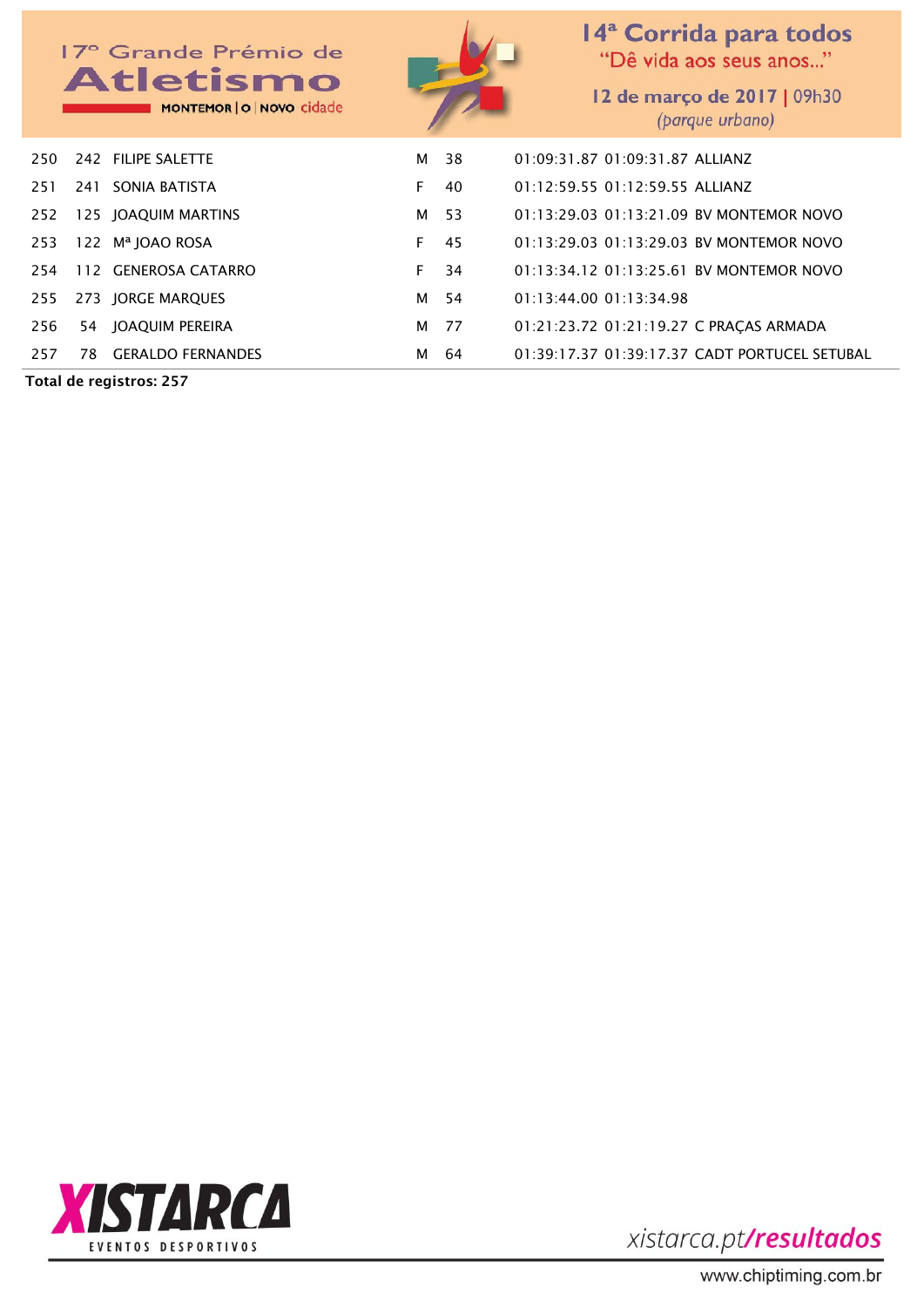| | | | | | | | | |
|---|---|---|---|---|---|---|---|---|
| 250 | 242 | FILIPE SALETTE | M | 38 | 01:09:31.87 | 01:09:31.87 | ALLIANZ |
| 251 | 241 | SONIA BATISTA | F | 40 | 01:12:59.55 | 01:12:59.55 | ALLIANZ |
| 252 | 125 | JOAQUIM MARTINS | M | 53 | 01:13:29.03 | 01:13:21.09 | BV MONTEMOR NOVO |
| 253 | 122 | Mª JOAO ROSA | F | 45 | 01:13:29.03 | 01:13:29.03 | BV MONTEMOR NOVO |
| 254 | 112 | GENEROSA CATARRO | F | 34 | 01:13:34.12 | 01:13:25.61 | BV MONTEMOR NOVO |
| 255 | 273 | JORGE MARQUES | M | 54 | 01:13:44.00 | 01:13:34.98 | |
| 256 | 54 | JOAQUIM PEREIRA | M | 77 | 01:21:23.72 | 01:21:19.27 | C PRAÇAS ARMADA |
| 257 | 78 | GERALDO FERNANDES | M | 64 | 01:39:17.37 | 01:39:17.37 | CADT PORTUCEL SETUBAL |

**Total de registros: 257**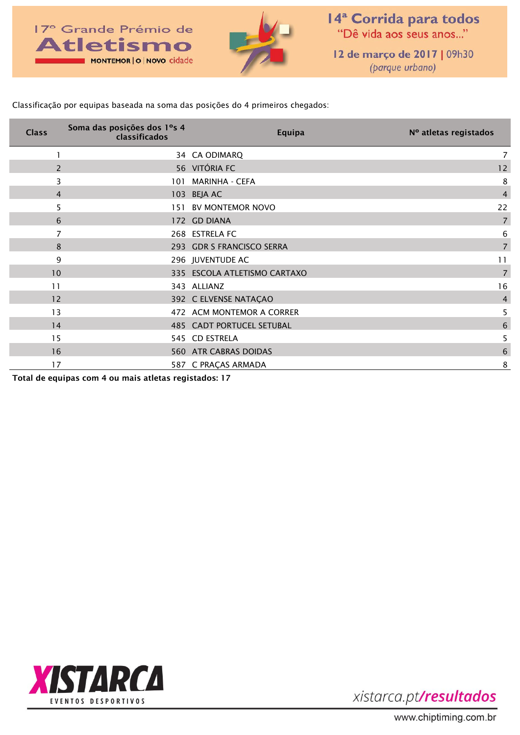17º Grande Prémio de Atletismo

MONTEMOR | O | NOVO cidade

14ª Corrida para todos
"Dê vida aos seus anos..."

12 de março de 2017 | 09h30
(parque urbano)

Classificação por equipas baseada na soma das posições do 4 primeiros chegados:

| Class | Soma das posições dos 1ºs 4 classificados | Equipa | Nº atletas registados |
|---|---|---|---|
| 1 | 34 | CA ODIMARQ | 7 |
| 2 | 56 | VITÓRIA FC | 12 |
| 3 | 101 | MARINHA - CEFA | 8 |
| 4 | 103 | BEJA AC | 4 |
| 5 | 151 | BV MONTEMOR NOVO | 22 |
| 6 | 172 | GD DIANA | 7 |
| 7 | 268 | ESTRELA FC | 6 |
| 8 | 293 | GDR S FRANCISCO SERRA | 7 |
| 9 | 296 | JUVENTUDE AC | 11 |
| 10 | 335 | ESCOLA ATLETISMO CARTAXO | 7 |
| 11 | 343 | ALLIANZ | 16 |
| 12 | 392 | C ELVENSE NATAÇAO | 4 |
| 13 | 472 | ACM MONTEMOR A CORRER | 5 |
| 14 | 485 | CADT PORTUCEL SETUBAL | 6 |
| 15 | 545 | CD ESTRELA | 5 |
| 16 | 560 | ATR CABRAS DOIDAS | 6 |
| 17 | 587 | C PRAÇAS ARMADA | 8 |

**Total de equipas com 4 ou mais atletas registados: 17**

XISTARCA EVENTOS DESPORTIVOS

xistarca.pt/**resultados**

www.chiptiming.com.br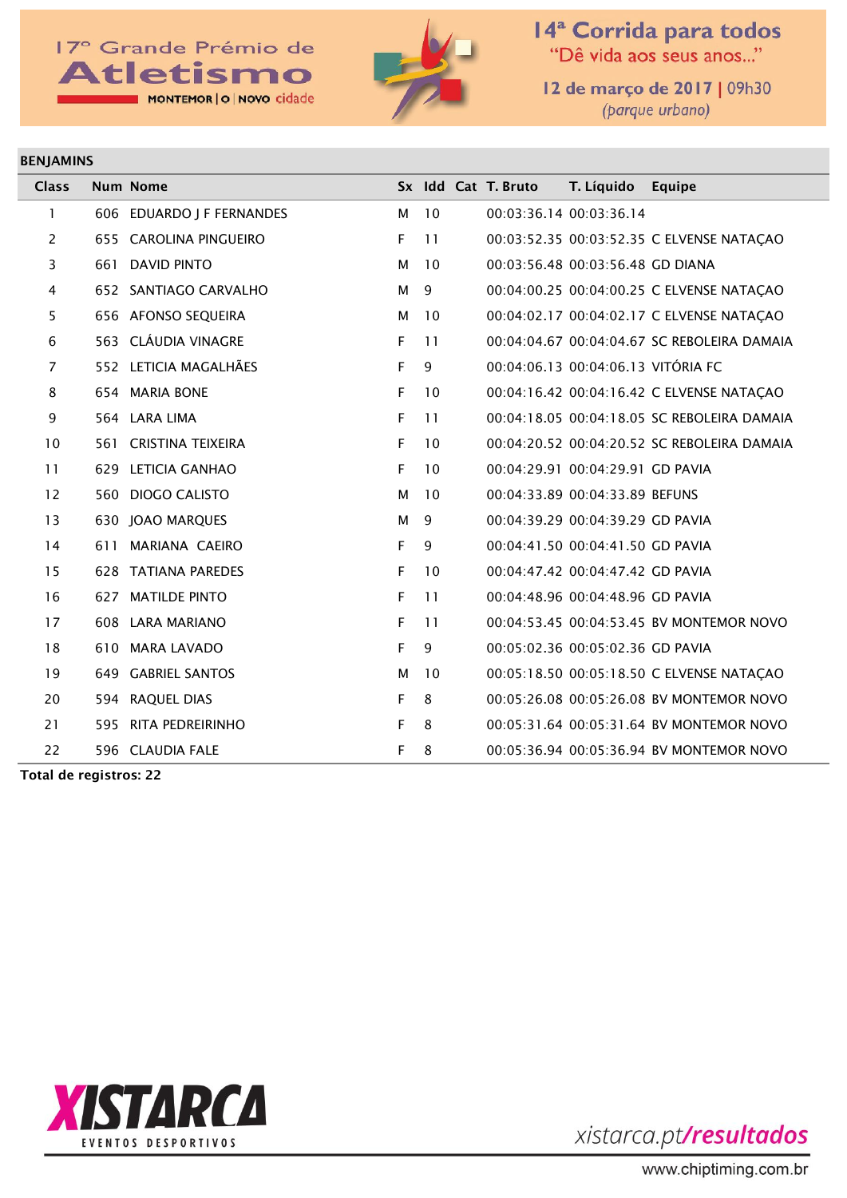17º Grande Prémio de Atletismo

MONTEMOR | O | NOVO cidade

14ª Corrida para todos

"Dê vida aos seus anos..."

12 de março de 2017 | 09h30

(parque urbano)

## BENJAMINS

| Class | Num | Nome | Sx | Idd | Cat | T. Bruto | T. Líquido | Equipe |
|---|---|---|---|---|---|---|---|---|
| 1 | 606 | EDUARDO J F FERNANDES | M | 10 | | 00:03:36.14 | 00:03:36.14 | |
| 2 | 655 | CAROLINA PINGUEIRO | F | 11 | | 00:03:52.35 | 00:03:52.35 | C ELVENSE NATAÇAO |
| 3 | 661 | DAVID PINTO | M | 10 | | 00:03:56.48 | 00:03:56.48 | GD DIANA |
| 4 | 652 | SANTIAGO CARVALHO | M | 9 | | 00:04:00.25 | 00:04:00.25 | C ELVENSE NATAÇAO |
| 5 | 656 | AFONSO SEQUEIRA | M | 10 | | 00:04:02.17 | 00:04:02.17 | C ELVENSE NATAÇAO |
| 6 | 563 | CLÁUDIA VINAGRE | F | 11 | | 00:04:04.67 | 00:04:04.67 | SC REBOLEIRA DAMAIA |
| 7 | 552 | LETICIA MAGALHÃES | F | 9 | | 00:04:06.13 | 00:04:06.13 | VITÓRIA FC |
| 8 | 654 | MARIA BONE | F | 10 | | 00:04:16.42 | 00:04:16.42 | C ELVENSE NATAÇAO |
| 9 | 564 | LARA LIMA | F | 11 | | 00:04:18.05 | 00:04:18.05 | SC REBOLEIRA DAMAIA |
| 10 | 561 | CRISTINA TEIXEIRA | F | 10 | | 00:04:20.52 | 00:04:20.52 | SC REBOLEIRA DAMAIA |
| 11 | 629 | LETICIA GANHAO | F | 10 | | 00:04:29.91 | 00:04:29.91 | GD PAVIA |
| 12 | 560 | DIOGO CALISTO | M | 10 | | 00:04:33.89 | 00:04:33.89 | BEFUNS |
| 13 | 630 | JOAO MARQUES | M | 9 | | 00:04:39.29 | 00:04:39.29 | GD PAVIA |
| 14 | 611 | MARIANA CAEIRO | F | 9 | | 00:04:41.50 | 00:04:41.50 | GD PAVIA |
| 15 | 628 | TATIANA PAREDES | F | 10 | | 00:04:47.42 | 00:04:47.42 | GD PAVIA |
| 16 | 627 | MATILDE PINTO | F | 11 | | 00:04:48.96 | 00:04:48.96 | GD PAVIA |
| 17 | 608 | LARA MARIANO | F | 11 | | 00:04:53.45 | 00:04:53.45 | BV MONTEMOR NOVO |
| 18 | 610 | MARA LAVADO | F | 9 | | 00:05:02.36 | 00:05:02.36 | GD PAVIA |
| 19 | 649 | GABRIEL SANTOS | M | 10 | | 00:05:18.50 | 00:05:18.50 | C ELVENSE NATAÇAO |
| 20 | 594 | RAQUEL DIAS | F | 8 | | 00:05:26.08 | 00:05:26.08 | BV MONTEMOR NOVO |
| 21 | 595 | RITA PEDREIRINHO | F | 8 | | 00:05:31.64 | 00:05:31.64 | BV MONTEMOR NOVO |
| 22 | 596 | CLAUDIA FALE | F | 8 | | 00:05:36.94 | 00:05:36.94 | BV MONTEMOR NOVO |

**Total de registros: 22**

XISTARCA EVENTOS DESPORTIVOS

xistarca.pt/**resultados**

www.chiptiming.com.br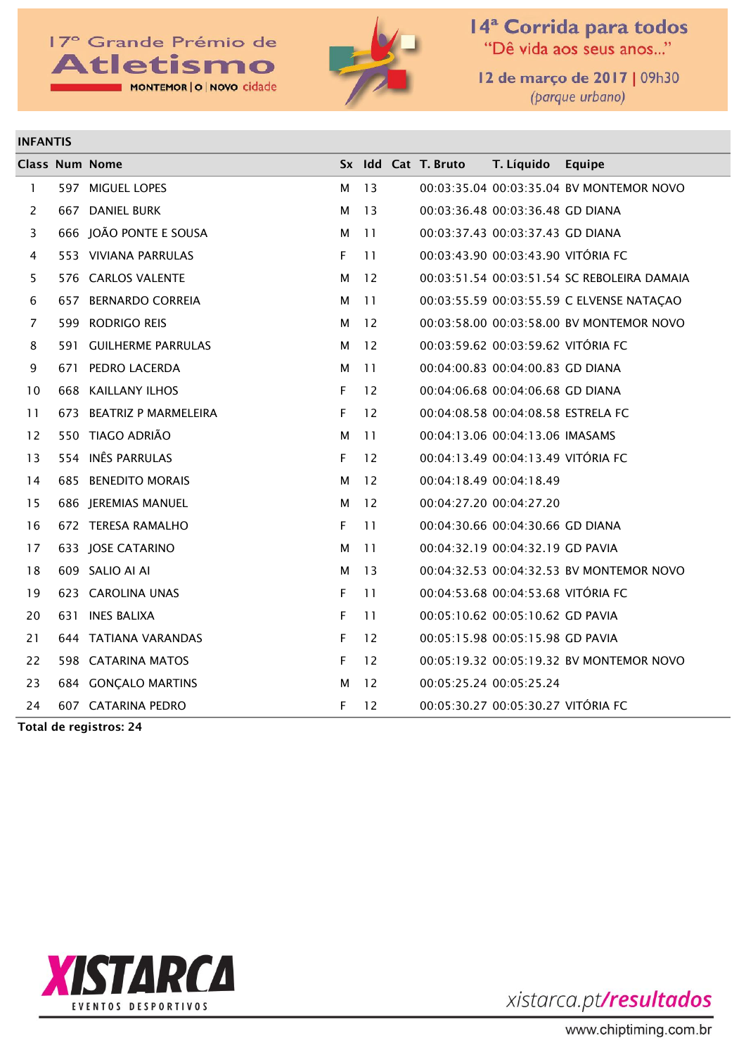17º Grande Prémio de **Atletismo**
MONTEMOR | O | NOVO cidade

**14ª Corrida para todos**
"Dê vida aos seus anos..."
12 de março de 2017 | 09h30
*(parque urbano)*

## INFANTIS

| Class | Num | Nome | Sx | Idd | Cat | T. Bruto | T. Líquido | Equipe |
|---|---|---|---|---|---|---|---|---|
| 1 | 597 | MIGUEL LOPES | M | 13 | | 00:03:35.04 | 00:03:35.04 | BV MONTEMOR NOVO |
| 2 | 667 | DANIEL BURK | M | 13 | | 00:03:36.48 | 00:03:36.48 | GD DIANA |
| 3 | 666 | JOÃO PONTE E SOUSA | M | 11 | | 00:03:37.43 | 00:03:37.43 | GD DIANA |
| 4 | 553 | VIVIANA PARRULAS | F | 11 | | 00:03:43.90 | 00:03:43.90 | VITÓRIA FC |
| 5 | 576 | CARLOS VALENTE | M | 12 | | 00:03:51.54 | 00:03:51.54 | SC REBOLEIRA DAMAIA |
| 6 | 657 | BERNARDO CORREIA | M | 11 | | 00:03:55.59 | 00:03:55.59 | C ELVENSE NATAÇAO |
| 7 | 599 | RODRIGO REIS | M | 12 | | 00:03:58.00 | 00:03:58.00 | BV MONTEMOR NOVO |
| 8 | 591 | GUILHERME PARRULAS | M | 12 | | 00:03:59.62 | 00:03:59.62 | VITÓRIA FC |
| 9 | 671 | PEDRO LACERDA | M | 11 | | 00:04:00.83 | 00:04:00.83 | GD DIANA |
| 10 | 668 | KAILLANY ILHOS | F | 12 | | 00:04:06.68 | 00:04:06.68 | GD DIANA |
| 11 | 673 | BEATRIZ P MARMELEIRA | F | 12 | | 00:04:08.58 | 00:04:08.58 | ESTRELA FC |
| 12 | 550 | TIAGO ADRIÃO | M | 11 | | 00:04:13.06 | 00:04:13.06 | IMASAMS |
| 13 | 554 | INÊS PARRULAS | F | 12 | | 00:04:13.49 | 00:04:13.49 | VITÓRIA FC |
| 14 | 685 | BENEDITO MORAIS | M | 12 | | 00:04:18.49 | 00:04:18.49 | |
| 15 | 686 | JEREMIAS MANUEL | M | 12 | | 00:04:27.20 | 00:04:27.20 | |
| 16 | 672 | TERESA RAMALHO | F | 11 | | 00:04:30.66 | 00:04:30.66 | GD DIANA |
| 17 | 633 | JOSE CATARINO | M | 11 | | 00:04:32.19 | 00:04:32.19 | GD PAVIA |
| 18 | 609 | SALIO AI AI | M | 13 | | 00:04:32.53 | 00:04:32.53 | BV MONTEMOR NOVO |
| 19 | 623 | CAROLINA UNAS | F | 11 | | 00:04:53.68 | 00:04:53.68 | VITÓRIA FC |
| 20 | 631 | INES BALIXA | F | 11 | | 00:05:10.62 | 00:05:10.62 | GD PAVIA |
| 21 | 644 | TATIANA VARANDAS | F | 12 | | 00:05:15.98 | 00:05:15.98 | GD PAVIA |
| 22 | 598 | CATARINA MATOS | F | 12 | | 00:05:19.32 | 00:05:19.32 | BV MONTEMOR NOVO |
| 23 | 684 | GONÇALO MARTINS | M | 12 | | 00:05:25.24 | 00:05:25.24 | |
| 24 | 607 | CATARINA PEDRO | F | 12 | | 00:05:30.27 | 00:05:30.27 | VITÓRIA FC |

**Total de registros: 24**

XISTARCA EVENTOS DESPORTIVOS

xistarca.pt/*resultados*

www.chiptiming.com.br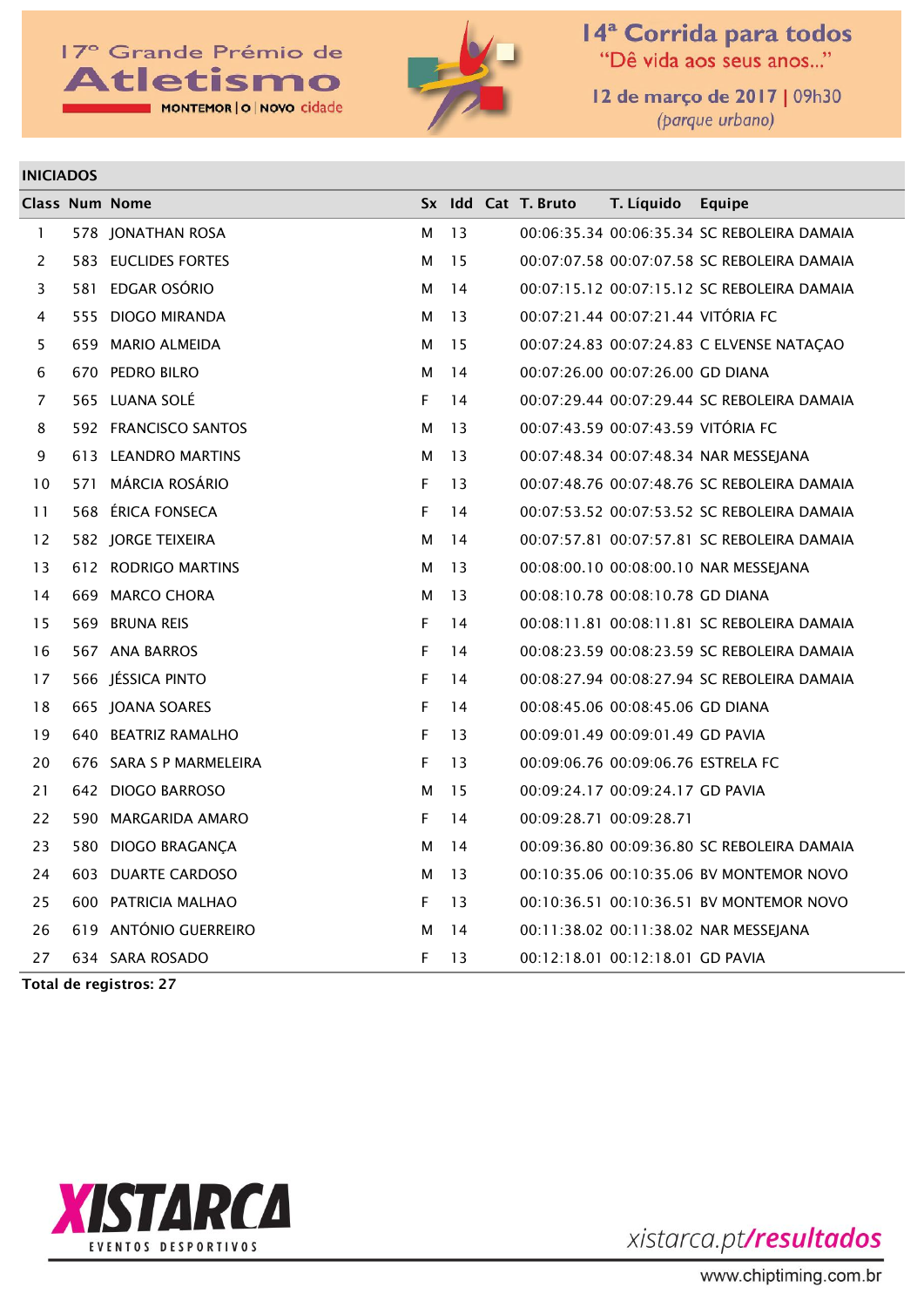17º Grande Prémio de **Atletismo**
MONTEMOR | O | NOVO cidade

**14ª Corrida para todos**
"Dê vida aos seus anos..."
12 de março de 2017 | 09h30
(parque urbano)

## INICIADOS

| Class | Num | Nome | Sx | Idd | Cat | T. Bruto | T. Líquido | Equipe |
|---|---|---|---|---|---|---|---|---|
| 1 | 578 | JONATHAN ROSA | M | 13 | | 00:06:35.34 | 00:06:35.34 | SC REBOLEIRA DAMAIA |
| 2 | 583 | EUCLIDES FORTES | M | 15 | | 00:07:07.58 | 00:07:07.58 | SC REBOLEIRA DAMAIA |
| 3 | 581 | EDGAR OSÓRIO | M | 14 | | 00:07:15.12 | 00:07:15.12 | SC REBOLEIRA DAMAIA |
| 4 | 555 | DIOGO MIRANDA | M | 13 | | 00:07:21.44 | 00:07:21.44 | VITÓRIA FC |
| 5 | 659 | MARIO ALMEIDA | M | 15 | | 00:07:24.83 | 00:07:24.83 | C ELVENSE NATAÇAO |
| 6 | 670 | PEDRO BILRO | M | 14 | | 00:07:26.00 | 00:07:26.00 | GD DIANA |
| 7 | 565 | LUANA SOLÉ | F | 14 | | 00:07:29.44 | 00:07:29.44 | SC REBOLEIRA DAMAIA |
| 8 | 592 | FRANCISCO SANTOS | M | 13 | | 00:07:43.59 | 00:07:43.59 | VITÓRIA FC |
| 9 | 613 | LEANDRO MARTINS | M | 13 | | 00:07:48.34 | 00:07:48.34 | NAR MESSEJANA |
| 10 | 571 | MÁRCIA ROSÁRIO | F | 13 | | 00:07:48.76 | 00:07:48.76 | SC REBOLEIRA DAMAIA |
| 11 | 568 | ÉRICA FONSECA | F | 14 | | 00:07:53.52 | 00:07:53.52 | SC REBOLEIRA DAMAIA |
| 12 | 582 | JORGE TEIXEIRA | M | 14 | | 00:07:57.81 | 00:07:57.81 | SC REBOLEIRA DAMAIA |
| 13 | 612 | RODRIGO MARTINS | M | 13 | | 00:08:00.10 | 00:08:00.10 | NAR MESSEJANA |
| 14 | 669 | MARCO CHORA | M | 13 | | 00:08:10.78 | 00:08:10.78 | GD DIANA |
| 15 | 569 | BRUNA REIS | F | 14 | | 00:08:11.81 | 00:08:11.81 | SC REBOLEIRA DAMAIA |
| 16 | 567 | ANA BARROS | F | 14 | | 00:08:23.59 | 00:08:23.59 | SC REBOLEIRA DAMAIA |
| 17 | 566 | JÉSSICA PINTO | F | 14 | | 00:08:27.94 | 00:08:27.94 | SC REBOLEIRA DAMAIA |
| 18 | 665 | JOANA SOARES | F | 14 | | 00:08:45.06 | 00:08:45.06 | GD DIANA |
| 19 | 640 | BEATRIZ RAMALHO | F | 13 | | 00:09:01.49 | 00:09:01.49 | GD PAVIA |
| 20 | 676 | SARA S P MARMELEIRA | F | 13 | | 00:09:06.76 | 00:09:06.76 | ESTRELA FC |
| 21 | 642 | DIOGO BARROSO | M | 15 | | 00:09:24.17 | 00:09:24.17 | GD PAVIA |
| 22 | 590 | MARGARIDA AMARO | F | 14 | | 00:09:28.71 | 00:09:28.71 | |
| 23 | 580 | DIOGO BRAGANÇA | M | 14 | | 00:09:36.80 | 00:09:36.80 | SC REBOLEIRA DAMAIA |
| 24 | 603 | DUARTE CARDOSO | M | 13 | | 00:10:35.06 | 00:10:35.06 | BV MONTEMOR NOVO |
| 25 | 600 | PATRICIA MALHAO | F | 13 | | 00:10:36.51 | 00:10:36.51 | BV MONTEMOR NOVO |
| 26 | 619 | ANTÓNIO GUERREIRO | M | 14 | | 00:11:38.02 | 00:11:38.02 | NAR MESSEJANA |
| 27 | 634 | SARA ROSADO | F | 13 | | 00:12:18.01 | 00:12:18.01 | GD PAVIA |

**Total de registros: 27**

XISTARCA EVENTOS DESPORTIVOS

xistarca.pt/**resultados**

www.chiptiming.com.br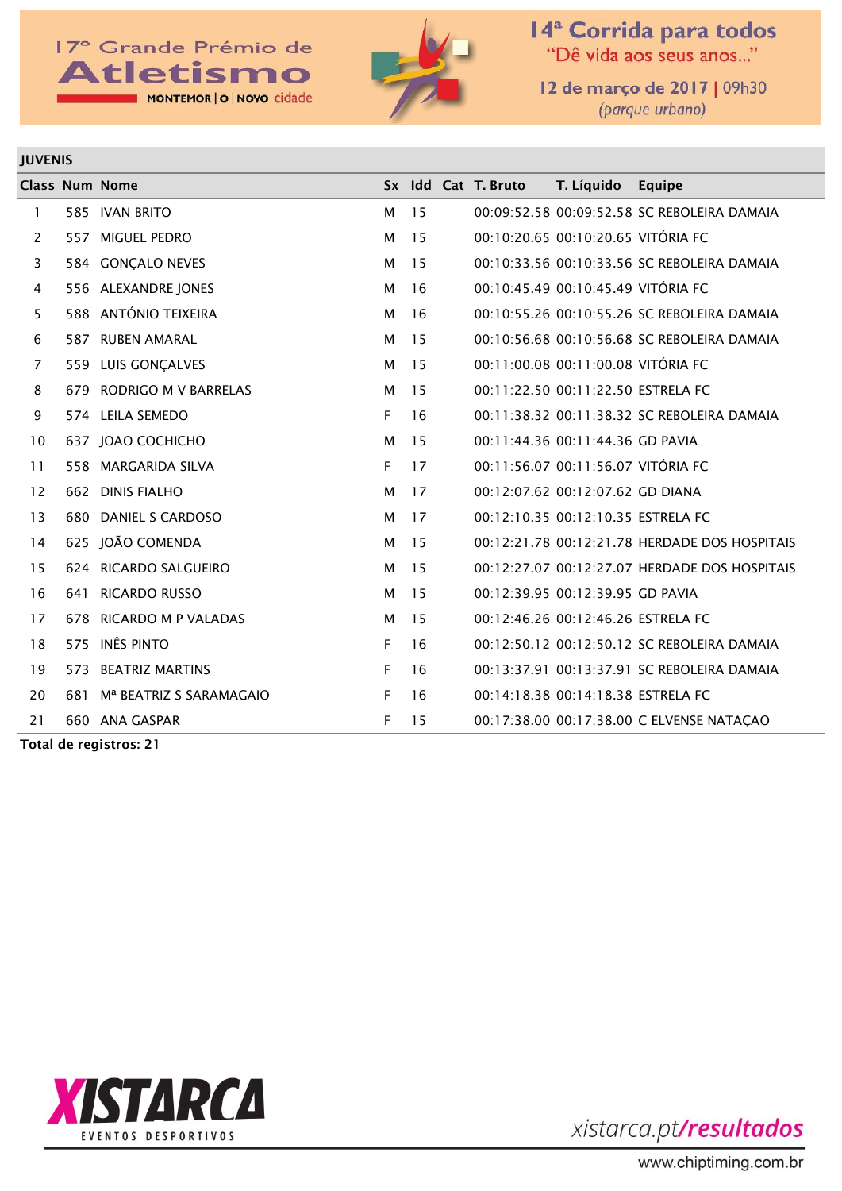17º Grande Prémio de Atletismo

MONTEMOR | O | NOVO cidade

14ª Corrida para todos
"Dê vida aos seus anos..."

12 de março de 2017 | 09h30
(parque urbano)

## JUVENIS

| Class | Num | Nome | Sx | Idd | Cat | T. Bruto | T. Líquido | Equipe |
|---|---|---|---|---|---|---|---|---|
| 1 | 585 | IVAN BRITO | M | 15 | | 00:09:52.58 | 00:09:52.58 | SC REBOLEIRA DAMAIA |
| 2 | 557 | MIGUEL PEDRO | M | 15 | | 00:10:20.65 | 00:10:20.65 | VITÓRIA FC |
| 3 | 584 | GONÇALO NEVES | M | 15 | | 00:10:33.56 | 00:10:33.56 | SC REBOLEIRA DAMAIA |
| 4 | 556 | ALEXANDRE JONES | M | 16 | | 00:10:45.49 | 00:10:45.49 | VITÓRIA FC |
| 5 | 588 | ANTÓNIO TEIXEIRA | M | 16 | | 00:10:55.26 | 00:10:55.26 | SC REBOLEIRA DAMAIA |
| 6 | 587 | RUBEN AMARAL | M | 15 | | 00:10:56.68 | 00:10:56.68 | SC REBOLEIRA DAMAIA |
| 7 | 559 | LUIS GONÇALVES | M | 15 | | 00:11:00.08 | 00:11:00.08 | VITÓRIA FC |
| 8 | 679 | RODRIGO M V BARRELAS | M | 15 | | 00:11:22.50 | 00:11:22.50 | ESTRELA FC |
| 9 | 574 | LEILA SEMEDO | F | 16 | | 00:11:38.32 | 00:11:38.32 | SC REBOLEIRA DAMAIA |
| 10 | 637 | JOAO COCHICHO | M | 15 | | 00:11:44.36 | 00:11:44.36 | GD PAVIA |
| 11 | 558 | MARGARIDA SILVA | F | 17 | | 00:11:56.07 | 00:11:56.07 | VITÓRIA FC |
| 12 | 662 | DINIS FIALHO | M | 17 | | 00:12:07.62 | 00:12:07.62 | GD DIANA |
| 13 | 680 | DANIEL S CARDOSO | M | 17 | | 00:12:10.35 | 00:12:10.35 | ESTRELA FC |
| 14 | 625 | JOÃO COMENDA | M | 15 | | 00:12:21.78 | 00:12:21.78 | HERDADE DOS HOSPITAIS |
| 15 | 624 | RICARDO SALGUEIRO | M | 15 | | 00:12:27.07 | 00:12:27.07 | HERDADE DOS HOSPITAIS |
| 16 | 641 | RICARDO RUSSO | M | 15 | | 00:12:39.95 | 00:12:39.95 | GD PAVIA |
| 17 | 678 | RICARDO M P VALADAS | M | 15 | | 00:12:46.26 | 00:12:46.26 | ESTRELA FC |
| 18 | 575 | INÊS PINTO | F | 16 | | 00:12:50.12 | 00:12:50.12 | SC REBOLEIRA DAMAIA |
| 19 | 573 | BEATRIZ MARTINS | F | 16 | | 00:13:37.91 | 00:13:37.91 | SC REBOLEIRA DAMAIA |
| 20 | 681 | Mª BEATRIZ S SARAMAGAIO | F | 16 | | 00:14:18.38 | 00:14:18.38 | ESTRELA FC |
| 21 | 660 | ANA GASPAR | F | 15 | | 00:17:38.00 | 00:17:38.00 | C ELVENSE NATAÇAO |

**Total de registros: 21**

XISTARCA EVENTOS DESPORTIVOS

xistarca.pt/**resultados**

www.chiptiming.com.br